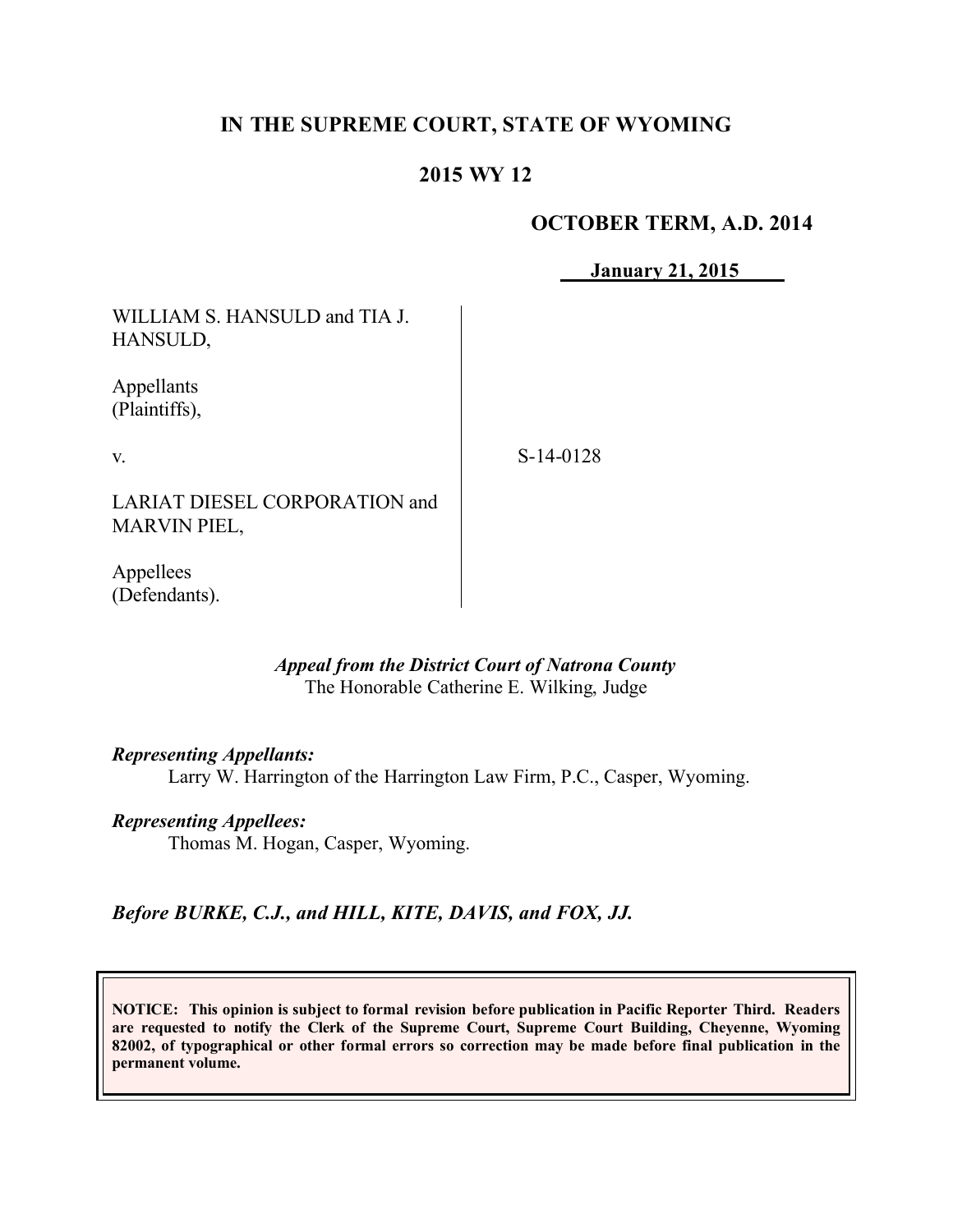# IN THE SUPREME COURT, STATE OF WYOMING

## 2015 WY 12

**OCTOBER TERM, A.D. 2014**

**January 21, 2015**

WILLIAM S. HANSULD and TIA J. HANSULD,

Appellants (Plaintiffs),

v.

LARIAT DIESEL CORPORATION and MARVIN PIEL,

Appellees (Defendants).

S-14-0128

*Appeal from the District Court of Natrona County*
The Honorable Catherine E. Wilking, Judge

***Representing Appellants:***
Larry W. Harrington of the Harrington Law Firm, P.C., Casper, Wyoming.

***Representing Appellees:***
Thomas M. Hogan, Casper, Wyoming.

***Before BURKE, C.J., and HILL, KITE, DAVIS, and FOX, JJ.***

**NOTICE: This opinion is subject to formal revision before publication in Pacific Reporter Third. Readers are requested to notify the Clerk of the Supreme Court, Supreme Court Building, Cheyenne, Wyoming 82002, of typographical or other formal errors so correction may be made before final publication in the permanent volume.**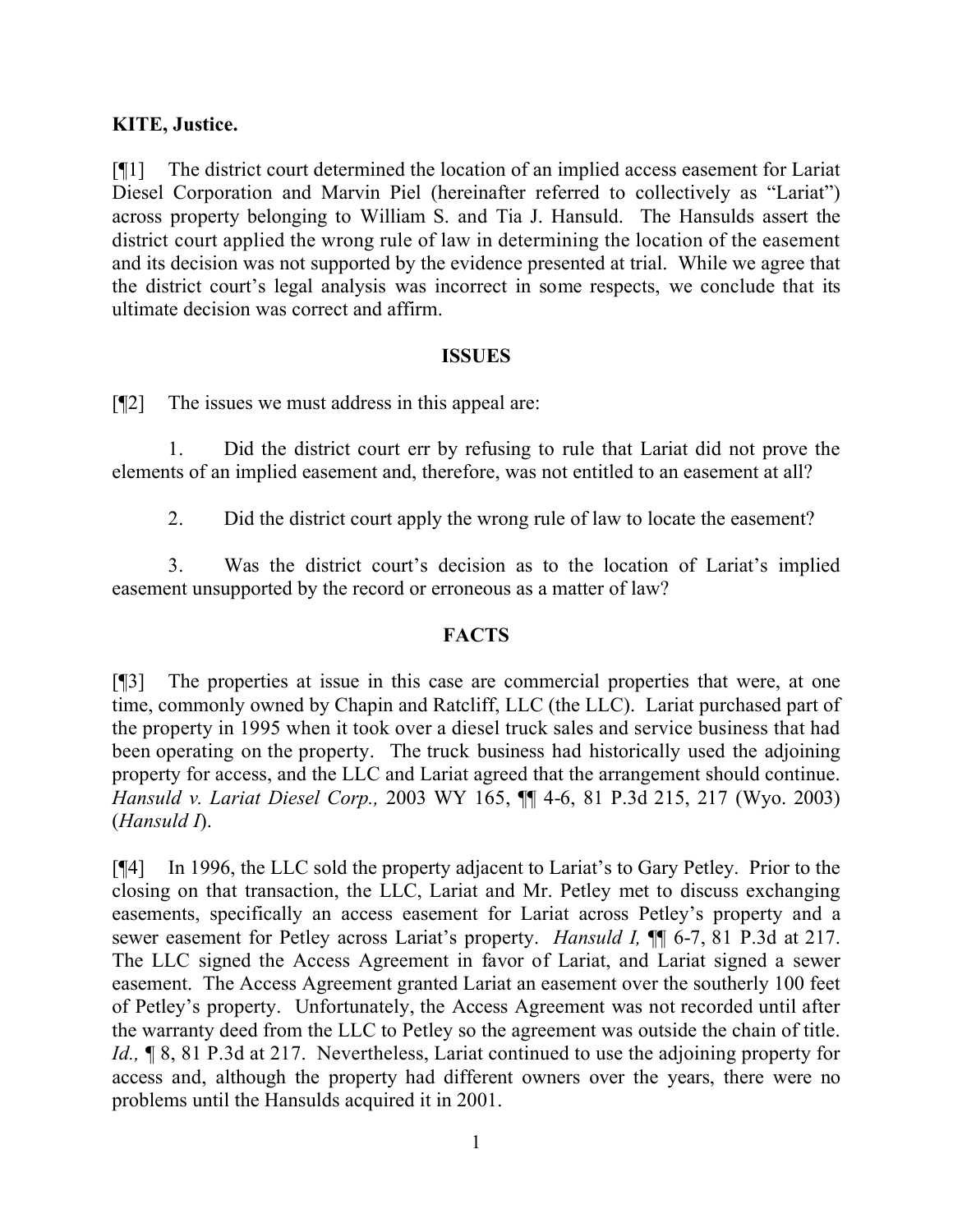**KITE, Justice.**

[¶1] The district court determined the location of an implied access easement for Lariat Diesel Corporation and Marvin Piel (hereinafter referred to collectively as "Lariat") across property belonging to William S. and Tia J. Hansuld. The Hansulds assert the district court applied the wrong rule of law in determining the location of the easement and its decision was not supported by the evidence presented at trial. While we agree that the district court's legal analysis was incorrect in some respects, we conclude that its ultimate decision was correct and affirm.

## ISSUES

[¶2] The issues we must address in this appeal are:

1. Did the district court err by refusing to rule that Lariat did not prove the elements of an implied easement and, therefore, was not entitled to an easement at all?

2. Did the district court apply the wrong rule of law to locate the easement?

3. Was the district court's decision as to the location of Lariat's implied easement unsupported by the record or erroneous as a matter of law?

## FACTS

[¶3] The properties at issue in this case are commercial properties that were, at one time, commonly owned by Chapin and Ratcliff, LLC (the LLC). Lariat purchased part of the property in 1995 when it took over a diesel truck sales and service business that had been operating on the property. The truck business had historically used the adjoining property for access, and the LLC and Lariat agreed that the arrangement should continue. *Hansuld v. Lariat Diesel Corp.,* 2003 WY 165, ¶¶ 4-6, 81 P.3d 215, 217 (Wyo. 2003) (*Hansuld I*).

[¶4] In 1996, the LLC sold the property adjacent to Lariat's to Gary Petley. Prior to the closing on that transaction, the LLC, Lariat and Mr. Petley met to discuss exchanging easements, specifically an access easement for Lariat across Petley's property and a sewer easement for Petley across Lariat's property. *Hansuld I,* ¶¶ 6-7, 81 P.3d at 217. The LLC signed the Access Agreement in favor of Lariat, and Lariat signed a sewer easement. The Access Agreement granted Lariat an easement over the southerly 100 feet of Petley's property. Unfortunately, the Access Agreement was not recorded until after the warranty deed from the LLC to Petley so the agreement was outside the chain of title. *Id.,* ¶ 8, 81 P.3d at 217. Nevertheless, Lariat continued to use the adjoining property for access and, although the property had different owners over the years, there were no problems until the Hansulds acquired it in 2001.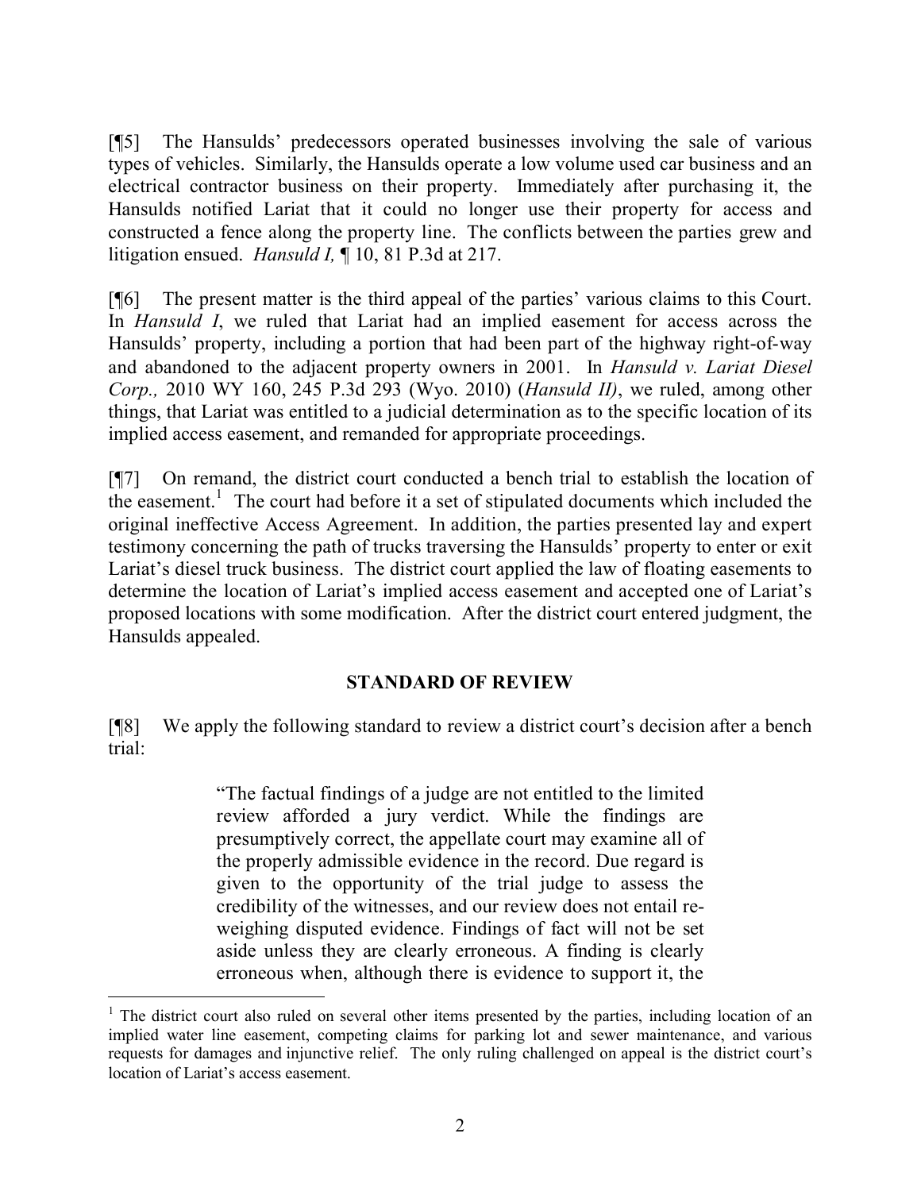[¶5] The Hansulds' predecessors operated businesses involving the sale of various types of vehicles. Similarly, the Hansulds operate a low volume used car business and an electrical contractor business on their property. Immediately after purchasing it, the Hansulds notified Lariat that it could no longer use their property for access and constructed a fence along the property line. The conflicts between the parties grew and litigation ensued. *Hansuld I,* ¶ 10, 81 P.3d at 217.

[¶6] The present matter is the third appeal of the parties' various claims to this Court. In *Hansuld I*, we ruled that Lariat had an implied easement for access across the Hansulds' property, including a portion that had been part of the highway right-of-way and abandoned to the adjacent property owners in 2001. In *Hansuld v. Lariat Diesel Corp.,* 2010 WY 160, 245 P.3d 293 (Wyo. 2010) (*Hansuld II)*, we ruled, among other things, that Lariat was entitled to a judicial determination as to the specific location of its implied access easement, and remanded for appropriate proceedings.

[¶7] On remand, the district court conducted a bench trial to establish the location of the easement.[1] The court had before it a set of stipulated documents which included the original ineffective Access Agreement. In addition, the parties presented lay and expert testimony concerning the path of trucks traversing the Hansulds' property to enter or exit Lariat's diesel truck business. The district court applied the law of floating easements to determine the location of Lariat's implied access easement and accepted one of Lariat's proposed locations with some modification. After the district court entered judgment, the Hansulds appealed.

## STANDARD OF REVIEW

[¶8] We apply the following standard to review a district court's decision after a bench trial:

> "The factual findings of a judge are not entitled to the limited review afforded a jury verdict. While the findings are presumptively correct, the appellate court may examine all of the properly admissible evidence in the record. Due regard is given to the opportunity of the trial judge to assess the credibility of the witnesses, and our review does not entail re-weighing disputed evidence. Findings of fact will not be set aside unless they are clearly erroneous. A finding is clearly erroneous when, although there is evidence to support it, the

---

[1] The district court also ruled on several other items presented by the parties, including location of an implied water line easement, competing claims for parking lot and sewer maintenance, and various requests for damages and injunctive relief. The only ruling challenged on appeal is the district court's location of Lariat's access easement.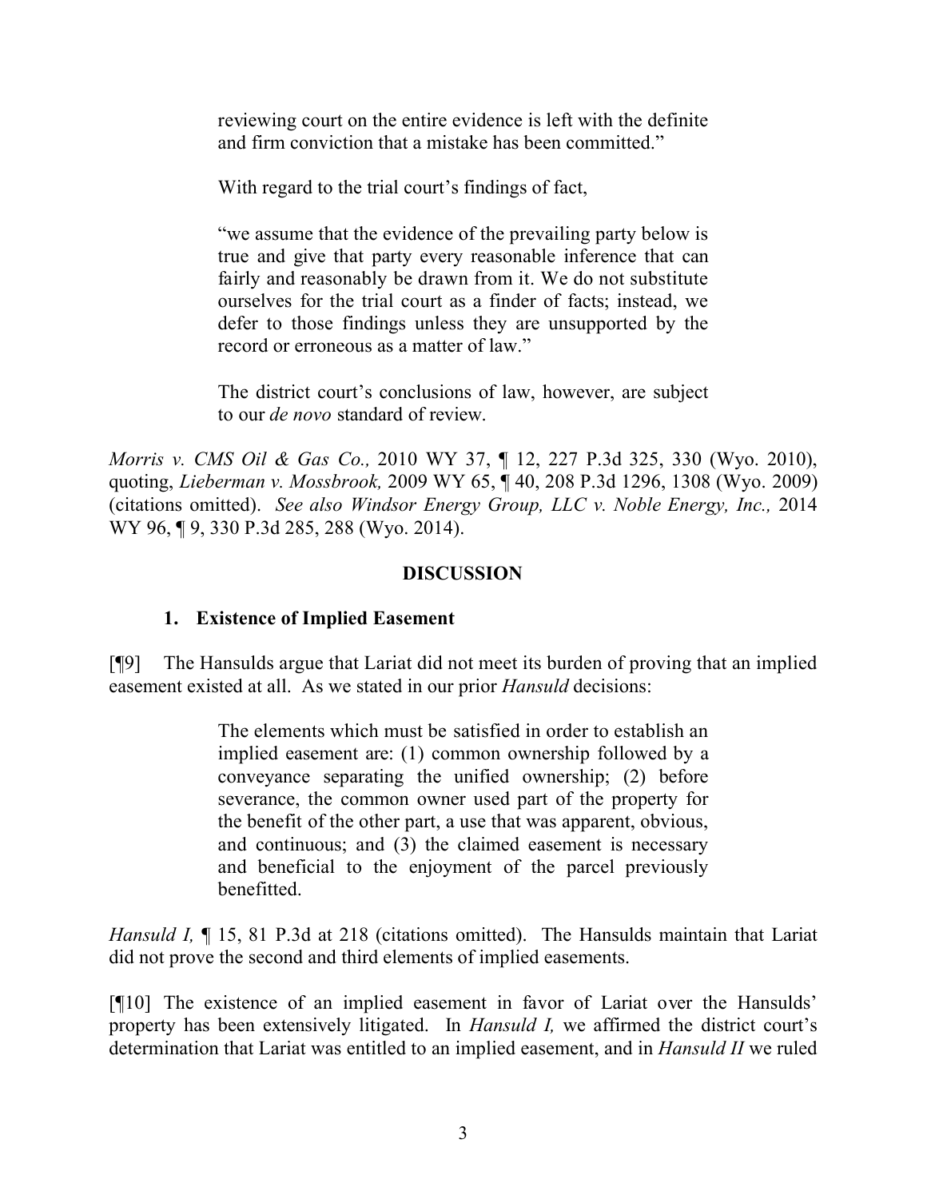> reviewing court on the entire evidence is left with the definite and firm conviction that a mistake has been committed."
>
> With regard to the trial court's findings of fact,
>
> "we assume that the evidence of the prevailing party below is true and give that party every reasonable inference that can fairly and reasonably be drawn from it. We do not substitute ourselves for the trial court as a finder of facts; instead, we defer to those findings unless they are unsupported by the record or erroneous as a matter of law."
>
> The district court's conclusions of law, however, are subject to our *de novo* standard of review.

*Morris v. CMS Oil & Gas Co.,* 2010 WY 37, ¶ 12, 227 P.3d 325, 330 (Wyo. 2010), quoting, *Lieberman v. Mossbrook,* 2009 WY 65, ¶ 40, 208 P.3d 1296, 1308 (Wyo. 2009) (citations omitted). *See also Windsor Energy Group, LLC v. Noble Energy, Inc.,* 2014 WY 96, ¶ 9, 330 P.3d 285, 288 (Wyo. 2014).

## DISCUSSION

### 1. Existence of Implied Easement

[¶9] The Hansulds argue that Lariat did not meet its burden of proving that an implied easement existed at all. As we stated in our prior *Hansuld* decisions:

> The elements which must be satisfied in order to establish an implied easement are: (1) common ownership followed by a conveyance separating the unified ownership; (2) before severance, the common owner used part of the property for the benefit of the other part, a use that was apparent, obvious, and continuous; and (3) the claimed easement is necessary and beneficial to the enjoyment of the parcel previously benefitted.

*Hansuld I,* ¶ 15, 81 P.3d at 218 (citations omitted). The Hansulds maintain that Lariat did not prove the second and third elements of implied easements.

[¶10] The existence of an implied easement in favor of Lariat over the Hansulds' property has been extensively litigated. In *Hansuld I,* we affirmed the district court's determination that Lariat was entitled to an implied easement, and in *Hansuld II* we ruled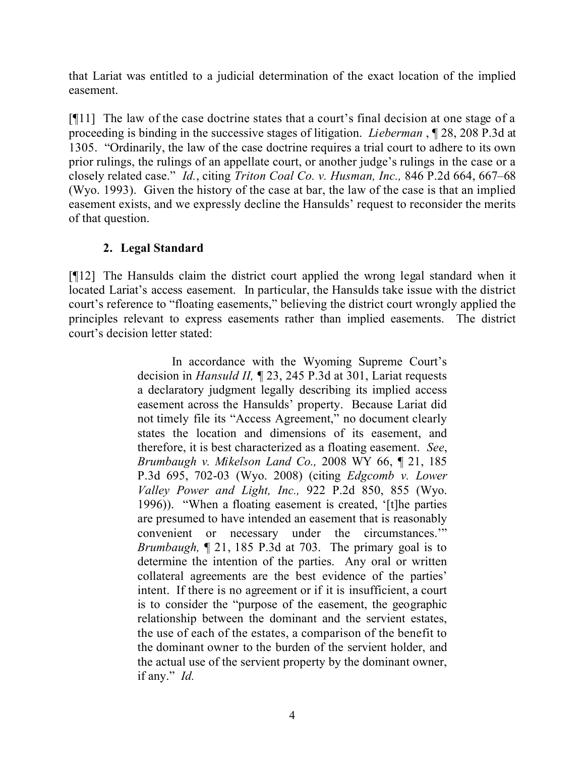that Lariat was entitled to a judicial determination of the exact location of the implied easement.

[¶11] The law of the case doctrine states that a court's final decision at one stage of a proceeding is binding in the successive stages of litigation. *Lieberman* , ¶ 28, 208 P.3d at 1305. "Ordinarily, the law of the case doctrine requires a trial court to adhere to its own prior rulings, the rulings of an appellate court, or another judge's rulings in the case or a closely related case." *Id.*, citing *Triton Coal Co. v. Husman, Inc.,* 846 P.2d 664, 667–68 (Wyo. 1993). Given the history of the case at bar, the law of the case is that an implied easement exists, and we expressly decline the Hansulds' request to reconsider the merits of that question.

### 2. Legal Standard

[¶12] The Hansulds claim the district court applied the wrong legal standard when it located Lariat's access easement. In particular, the Hansulds take issue with the district court's reference to "floating easements," believing the district court wrongly applied the principles relevant to express easements rather than implied easements. The district court's decision letter stated:

> In accordance with the Wyoming Supreme Court's decision in *Hansuld II,* ¶ 23, 245 P.3d at 301, Lariat requests a declaratory judgment legally describing its implied access easement across the Hansulds' property. Because Lariat did not timely file its "Access Agreement," no document clearly states the location and dimensions of its easement, and therefore, it is best characterized as a floating easement. *See*, *Brumbaugh v. Mikelson Land Co.,* 2008 WY 66, ¶ 21, 185 P.3d 695, 702-03 (Wyo. 2008) (citing *Edgcomb v. Lower Valley Power and Light, Inc.,* 922 P.2d 850, 855 (Wyo. 1996)). "When a floating easement is created, '[t]he parties are presumed to have intended an easement that is reasonably convenient or necessary under the circumstances.'" *Brumbaugh,* ¶ 21, 185 P.3d at 703. The primary goal is to determine the intention of the parties. Any oral or written collateral agreements are the best evidence of the parties' intent. If there is no agreement or if it is insufficient, a court is to consider the "purpose of the easement, the geographic relationship between the dominant and the servient estates, the use of each of the estates, a comparison of the benefit to the dominant owner to the burden of the servient holder, and the actual use of the servient property by the dominant owner, if any." *Id.*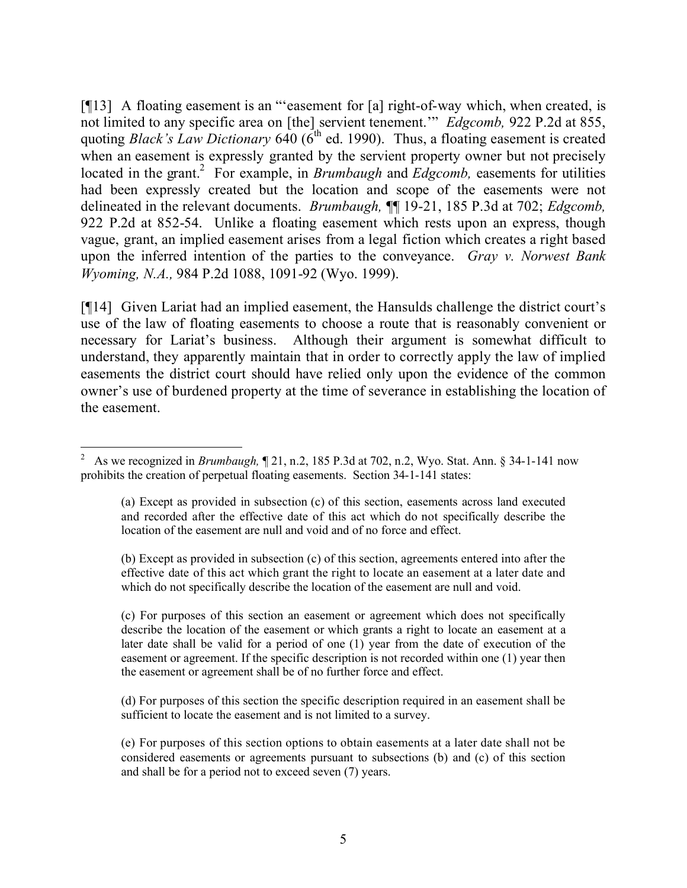[¶13] A floating easement is an "'easement for [a] right-of-way which, when created, is not limited to any specific area on [the] servient tenement.'" *Edgcomb,* 922 P.2d at 855, quoting *Black's Law Dictionary* 640 (6th ed. 1990). Thus, a floating easement is created when an easement is expressly granted by the servient property owner but not precisely located in the grant.[2] For example, in *Brumbaugh* and *Edgcomb,* easements for utilities had been expressly created but the location and scope of the easements were not delineated in the relevant documents. *Brumbaugh,* ¶¶ 19-21, 185 P.3d at 702; *Edgcomb,* 922 P.2d at 852-54. Unlike a floating easement which rests upon an express, though vague, grant, an implied easement arises from a legal fiction which creates a right based upon the inferred intention of the parties to the conveyance. *Gray v. Norwest Bank Wyoming, N.A.,* 984 P.2d 1088, 1091-92 (Wyo. 1999).

[¶14] Given Lariat had an implied easement, the Hansulds challenge the district court's use of the law of floating easements to choose a route that is reasonably convenient or necessary for Lariat's business. Although their argument is somewhat difficult to understand, they apparently maintain that in order to correctly apply the law of implied easements the district court should have relied only upon the evidence of the common owner's use of burdened property at the time of severance in establishing the location of the easement.

---

[2] As we recognized in *Brumbaugh,* ¶ 21, n.2, 185 P.3d at 702, n.2, Wyo. Stat. Ann. § 34-1-141 now prohibits the creation of perpetual floating easements. Section 34-1-141 states:

> (a) Except as provided in subsection (c) of this section, easements across land executed and recorded after the effective date of this act which do not specifically describe the location of the easement are null and void and of no force and effect.
>
> (b) Except as provided in subsection (c) of this section, agreements entered into after the effective date of this act which grant the right to locate an easement at a later date and which do not specifically describe the location of the easement are null and void.
>
> (c) For purposes of this section an easement or agreement which does not specifically describe the location of the easement or which grants a right to locate an easement at a later date shall be valid for a period of one (1) year from the date of execution of the easement or agreement. If the specific description is not recorded within one (1) year then the easement or agreement shall be of no further force and effect.
>
> (d) For purposes of this section the specific description required in an easement shall be sufficient to locate the easement and is not limited to a survey.
>
> (e) For purposes of this section options to obtain easements at a later date shall not be considered easements or agreements pursuant to subsections (b) and (c) of this section and shall be for a period not to exceed seven (7) years.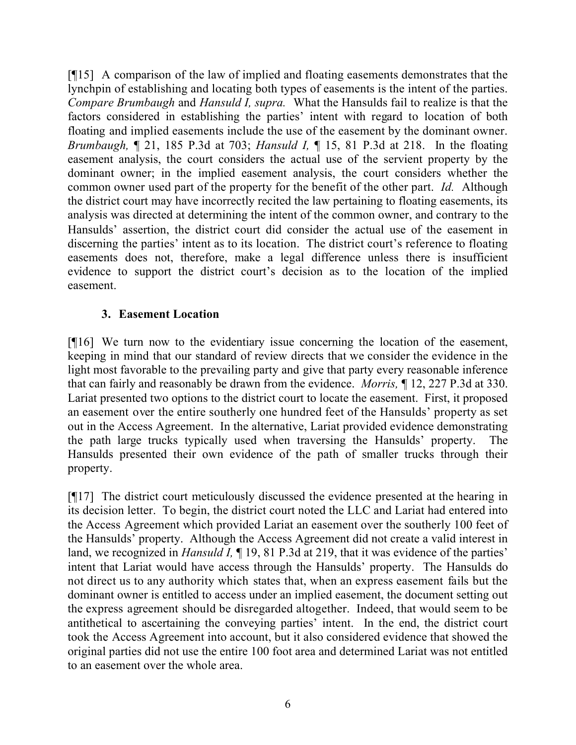[¶15] A comparison of the law of implied and floating easements demonstrates that the lynchpin of establishing and locating both types of easements is the intent of the parties. *Compare Brumbaugh* and *Hansuld I, supra.* What the Hansulds fail to realize is that the factors considered in establishing the parties' intent with regard to location of both floating and implied easements include the use of the easement by the dominant owner. *Brumbaugh,* ¶ 21, 185 P.3d at 703; *Hansuld I,* ¶ 15, 81 P.3d at 218. In the floating easement analysis, the court considers the actual use of the servient property by the dominant owner; in the implied easement analysis, the court considers whether the common owner used part of the property for the benefit of the other part. *Id.* Although the district court may have incorrectly recited the law pertaining to floating easements, its analysis was directed at determining the intent of the common owner, and contrary to the Hansulds' assertion, the district court did consider the actual use of the easement in discerning the parties' intent as to its location. The district court's reference to floating easements does not, therefore, make a legal difference unless there is insufficient evidence to support the district court's decision as to the location of the implied easement.

### 3. Easement Location

[¶16] We turn now to the evidentiary issue concerning the location of the easement, keeping in mind that our standard of review directs that we consider the evidence in the light most favorable to the prevailing party and give that party every reasonable inference that can fairly and reasonably be drawn from the evidence. *Morris,* ¶ 12, 227 P.3d at 330. Lariat presented two options to the district court to locate the easement. First, it proposed an easement over the entire southerly one hundred feet of the Hansulds' property as set out in the Access Agreement. In the alternative, Lariat provided evidence demonstrating the path large trucks typically used when traversing the Hansulds' property. The Hansulds presented their own evidence of the path of smaller trucks through their property.

[¶17] The district court meticulously discussed the evidence presented at the hearing in its decision letter. To begin, the district court noted the LLC and Lariat had entered into the Access Agreement which provided Lariat an easement over the southerly 100 feet of the Hansulds' property. Although the Access Agreement did not create a valid interest in land, we recognized in *Hansuld I,* ¶ 19, 81 P.3d at 219, that it was evidence of the parties' intent that Lariat would have access through the Hansulds' property. The Hansulds do not direct us to any authority which states that, when an express easement fails but the dominant owner is entitled to access under an implied easement, the document setting out the express agreement should be disregarded altogether. Indeed, that would seem to be antithetical to ascertaining the conveying parties' intent. In the end, the district court took the Access Agreement into account, but it also considered evidence that showed the original parties did not use the entire 100 foot area and determined Lariat was not entitled to an easement over the whole area.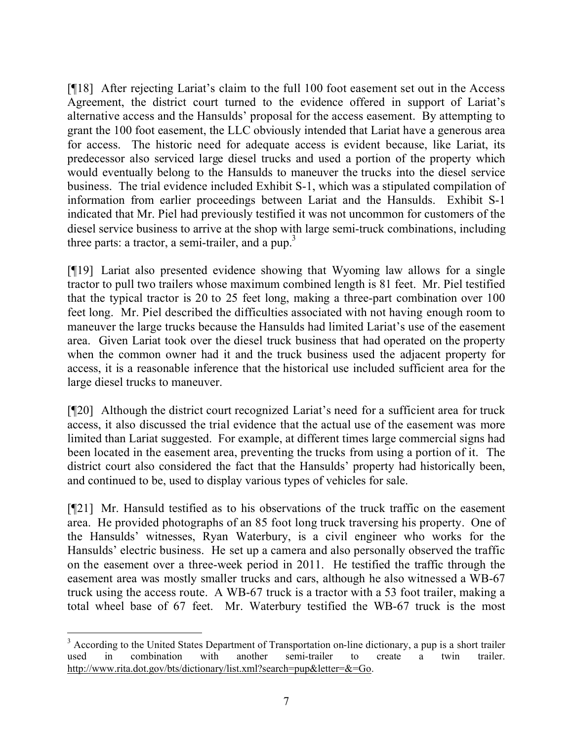[¶18] After rejecting Lariat's claim to the full 100 foot easement set out in the Access Agreement, the district court turned to the evidence offered in support of Lariat's alternative access and the Hansulds' proposal for the access easement. By attempting to grant the 100 foot easement, the LLC obviously intended that Lariat have a generous area for access. The historic need for adequate access is evident because, like Lariat, its predecessor also serviced large diesel trucks and used a portion of the property which would eventually belong to the Hansulds to maneuver the trucks into the diesel service business. The trial evidence included Exhibit S-1, which was a stipulated compilation of information from earlier proceedings between Lariat and the Hansulds. Exhibit S-1 indicated that Mr. Piel had previously testified it was not uncommon for customers of the diesel service business to arrive at the shop with large semi-truck combinations, including three parts: a tractor, a semi-trailer, and a pup.[3]

[¶19] Lariat also presented evidence showing that Wyoming law allows for a single tractor to pull two trailers whose maximum combined length is 81 feet. Mr. Piel testified that the typical tractor is 20 to 25 feet long, making a three-part combination over 100 feet long. Mr. Piel described the difficulties associated with not having enough room to maneuver the large trucks because the Hansulds had limited Lariat's use of the easement area. Given Lariat took over the diesel truck business that had operated on the property when the common owner had it and the truck business used the adjacent property for access, it is a reasonable inference that the historical use included sufficient area for the large diesel trucks to maneuver.

[¶20] Although the district court recognized Lariat's need for a sufficient area for truck access, it also discussed the trial evidence that the actual use of the easement was more limited than Lariat suggested. For example, at different times large commercial signs had been located in the easement area, preventing the trucks from using a portion of it. The district court also considered the fact that the Hansulds' property had historically been, and continued to be, used to display various types of vehicles for sale.

[¶21] Mr. Hansuld testified as to his observations of the truck traffic on the easement area. He provided photographs of an 85 foot long truck traversing his property. One of the Hansulds' witnesses, Ryan Waterbury, is a civil engineer who works for the Hansulds' electric business. He set up a camera and also personally observed the traffic on the easement over a three-week period in 2011. He testified the traffic through the easement area was mostly smaller trucks and cars, although he also witnessed a WB-67 truck using the access route. A WB-67 truck is a tractor with a 53 foot trailer, making a total wheel base of 67 feet. Mr. Waterbury testified the WB-67 truck is the most

---

[3] According to the United States Department of Transportation on-line dictionary, a pup is a short trailer used in combination with another semi-trailer to create a twin trailer. http://www.rita.dot.gov/bts/dictionary/list.xml?search=pup&letter=&=Go.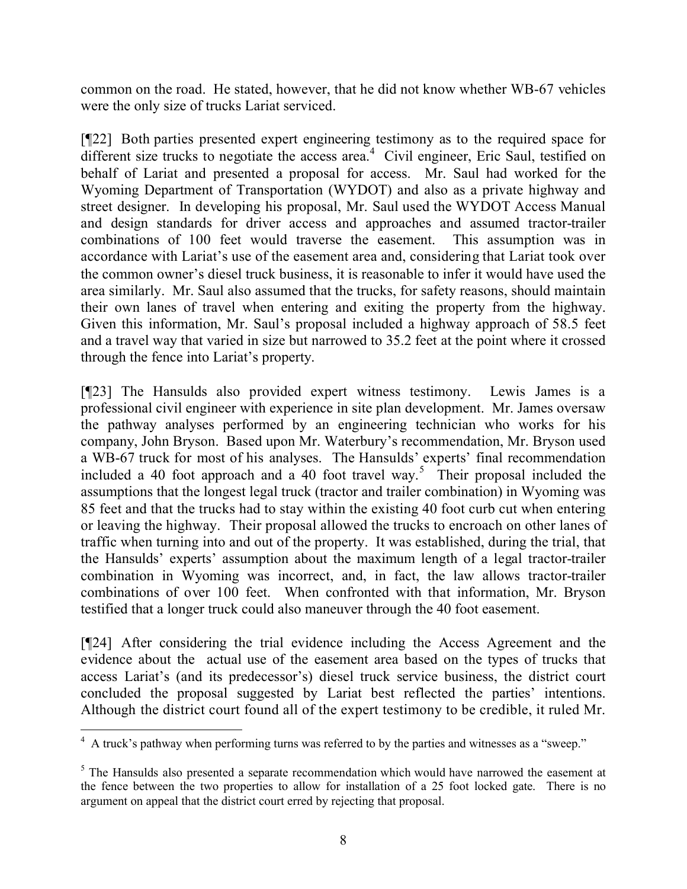common on the road. He stated, however, that he did not know whether WB-67 vehicles were the only size of trucks Lariat serviced.

[¶22] Both parties presented expert engineering testimony as to the required space for different size trucks to negotiate the access area.[4] Civil engineer, Eric Saul, testified on behalf of Lariat and presented a proposal for access. Mr. Saul had worked for the Wyoming Department of Transportation (WYDOT) and also as a private highway and street designer. In developing his proposal, Mr. Saul used the WYDOT Access Manual and design standards for driver access and approaches and assumed tractor-trailer combinations of 100 feet would traverse the easement. This assumption was in accordance with Lariat's use of the easement area and, considering that Lariat took over the common owner's diesel truck business, it is reasonable to infer it would have used the area similarly. Mr. Saul also assumed that the trucks, for safety reasons, should maintain their own lanes of travel when entering and exiting the property from the highway. Given this information, Mr. Saul's proposal included a highway approach of 58.5 feet and a travel way that varied in size but narrowed to 35.2 feet at the point where it crossed through the fence into Lariat's property.

[¶23] The Hansulds also provided expert witness testimony. Lewis James is a professional civil engineer with experience in site plan development. Mr. James oversaw the pathway analyses performed by an engineering technician who works for his company, John Bryson. Based upon Mr. Waterbury's recommendation, Mr. Bryson used a WB-67 truck for most of his analyses. The Hansulds' experts' final recommendation included a 40 foot approach and a 40 foot travel way.[5] Their proposal included the assumptions that the longest legal truck (tractor and trailer combination) in Wyoming was 85 feet and that the trucks had to stay within the existing 40 foot curb cut when entering or leaving the highway. Their proposal allowed the trucks to encroach on other lanes of traffic when turning into and out of the property. It was established, during the trial, that the Hansulds' experts' assumption about the maximum length of a legal tractor-trailer combination in Wyoming was incorrect, and, in fact, the law allows tractor-trailer combinations of over 100 feet. When confronted with that information, Mr. Bryson testified that a longer truck could also maneuver through the 40 foot easement.

[¶24] After considering the trial evidence including the Access Agreement and the evidence about the actual use of the easement area based on the types of trucks that access Lariat's (and its predecessor's) diesel truck service business, the district court concluded the proposal suggested by Lariat best reflected the parties' intentions. Although the district court found all of the expert testimony to be credible, it ruled Mr.

---

[4] A truck's pathway when performing turns was referred to by the parties and witnesses as a "sweep."

[5] The Hansulds also presented a separate recommendation which would have narrowed the easement at the fence between the two properties to allow for installation of a 25 foot locked gate. There is no argument on appeal that the district court erred by rejecting that proposal.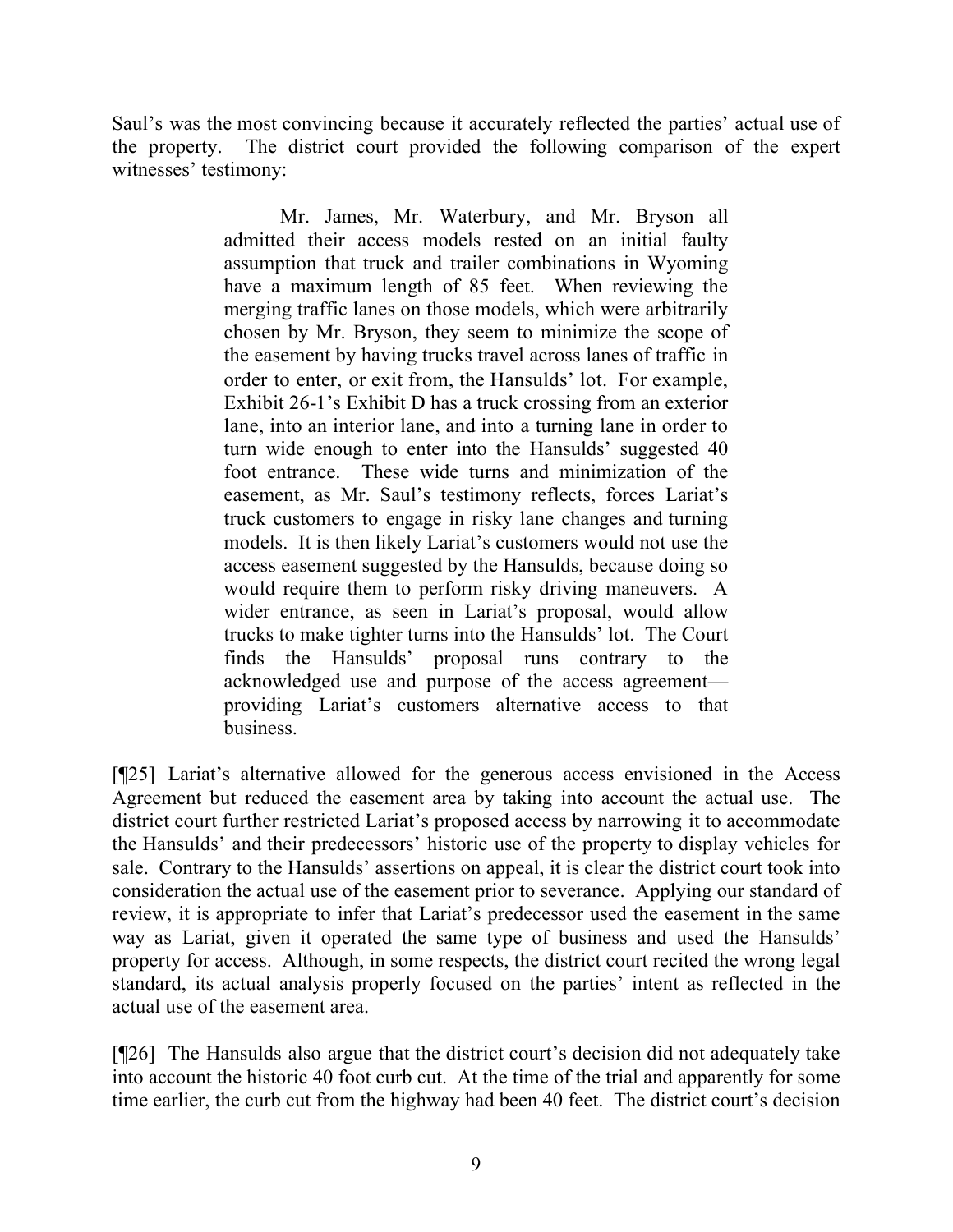Saul's was the most convincing because it accurately reflected the parties' actual use of the property. The district court provided the following comparison of the expert witnesses' testimony:

> Mr. James, Mr. Waterbury, and Mr. Bryson all admitted their access models rested on an initial faulty assumption that truck and trailer combinations in Wyoming have a maximum length of 85 feet. When reviewing the merging traffic lanes on those models, which were arbitrarily chosen by Mr. Bryson, they seem to minimize the scope of the easement by having trucks travel across lanes of traffic in order to enter, or exit from, the Hansulds' lot. For example, Exhibit 26-1's Exhibit D has a truck crossing from an exterior lane, into an interior lane, and into a turning lane in order to turn wide enough to enter into the Hansulds' suggested 40 foot entrance. These wide turns and minimization of the easement, as Mr. Saul's testimony reflects, forces Lariat's truck customers to engage in risky lane changes and turning models. It is then likely Lariat's customers would not use the access easement suggested by the Hansulds, because doing so would require them to perform risky driving maneuvers. A wider entrance, as seen in Lariat's proposal, would allow trucks to make tighter turns into the Hansulds' lot. The Court finds the Hansulds' proposal runs contrary to the acknowledged use and purpose of the access agreement—providing Lariat's customers alternative access to that business.

[¶25] Lariat's alternative allowed for the generous access envisioned in the Access Agreement but reduced the easement area by taking into account the actual use. The district court further restricted Lariat's proposed access by narrowing it to accommodate the Hansulds' and their predecessors' historic use of the property to display vehicles for sale. Contrary to the Hansulds' assertions on appeal, it is clear the district court took into consideration the actual use of the easement prior to severance. Applying our standard of review, it is appropriate to infer that Lariat's predecessor used the easement in the same way as Lariat, given it operated the same type of business and used the Hansulds' property for access. Although, in some respects, the district court recited the wrong legal standard, its actual analysis properly focused on the parties' intent as reflected in the actual use of the easement area.

[¶26] The Hansulds also argue that the district court's decision did not adequately take into account the historic 40 foot curb cut. At the time of the trial and apparently for some time earlier, the curb cut from the highway had been 40 feet. The district court's decision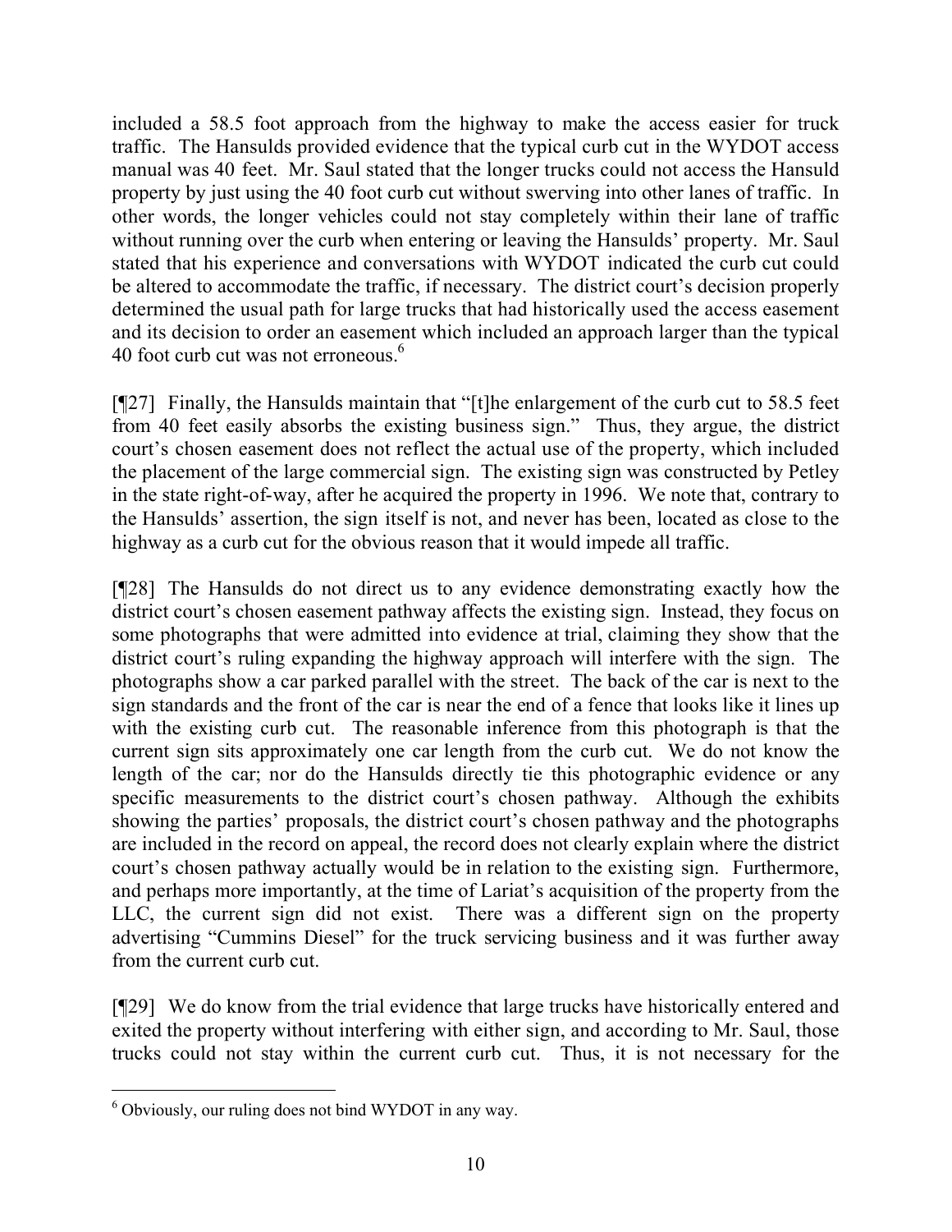included a 58.5 foot approach from the highway to make the access easier for truck traffic. The Hansulds provided evidence that the typical curb cut in the WYDOT access manual was 40 feet. Mr. Saul stated that the longer trucks could not access the Hansuld property by just using the 40 foot curb cut without swerving into other lanes of traffic. In other words, the longer vehicles could not stay completely within their lane of traffic without running over the curb when entering or leaving the Hansulds' property. Mr. Saul stated that his experience and conversations with WYDOT indicated the curb cut could be altered to accommodate the traffic, if necessary. The district court's decision properly determined the usual path for large trucks that had historically used the access easement and its decision to order an easement which included an approach larger than the typical 40 foot curb cut was not erroneous.[6]

[¶27] Finally, the Hansulds maintain that "[t]he enlargement of the curb cut to 58.5 feet from 40 feet easily absorbs the existing business sign." Thus, they argue, the district court's chosen easement does not reflect the actual use of the property, which included the placement of the large commercial sign. The existing sign was constructed by Petley in the state right-of-way, after he acquired the property in 1996. We note that, contrary to the Hansulds' assertion, the sign itself is not, and never has been, located as close to the highway as a curb cut for the obvious reason that it would impede all traffic.

[¶28] The Hansulds do not direct us to any evidence demonstrating exactly how the district court's chosen easement pathway affects the existing sign. Instead, they focus on some photographs that were admitted into evidence at trial, claiming they show that the district court's ruling expanding the highway approach will interfere with the sign. The photographs show a car parked parallel with the street. The back of the car is next to the sign standards and the front of the car is near the end of a fence that looks like it lines up with the existing curb cut. The reasonable inference from this photograph is that the current sign sits approximately one car length from the curb cut. We do not know the length of the car; nor do the Hansulds directly tie this photographic evidence or any specific measurements to the district court's chosen pathway. Although the exhibits showing the parties' proposals, the district court's chosen pathway and the photographs are included in the record on appeal, the record does not clearly explain where the district court's chosen pathway actually would be in relation to the existing sign. Furthermore, and perhaps more importantly, at the time of Lariat's acquisition of the property from the LLC, the current sign did not exist. There was a different sign on the property advertising "Cummins Diesel" for the truck servicing business and it was further away from the current curb cut.

[¶29] We do know from the trial evidence that large trucks have historically entered and exited the property without interfering with either sign, and according to Mr. Saul, those trucks could not stay within the current curb cut. Thus, it is not necessary for the

---

[6] Obviously, our ruling does not bind WYDOT in any way.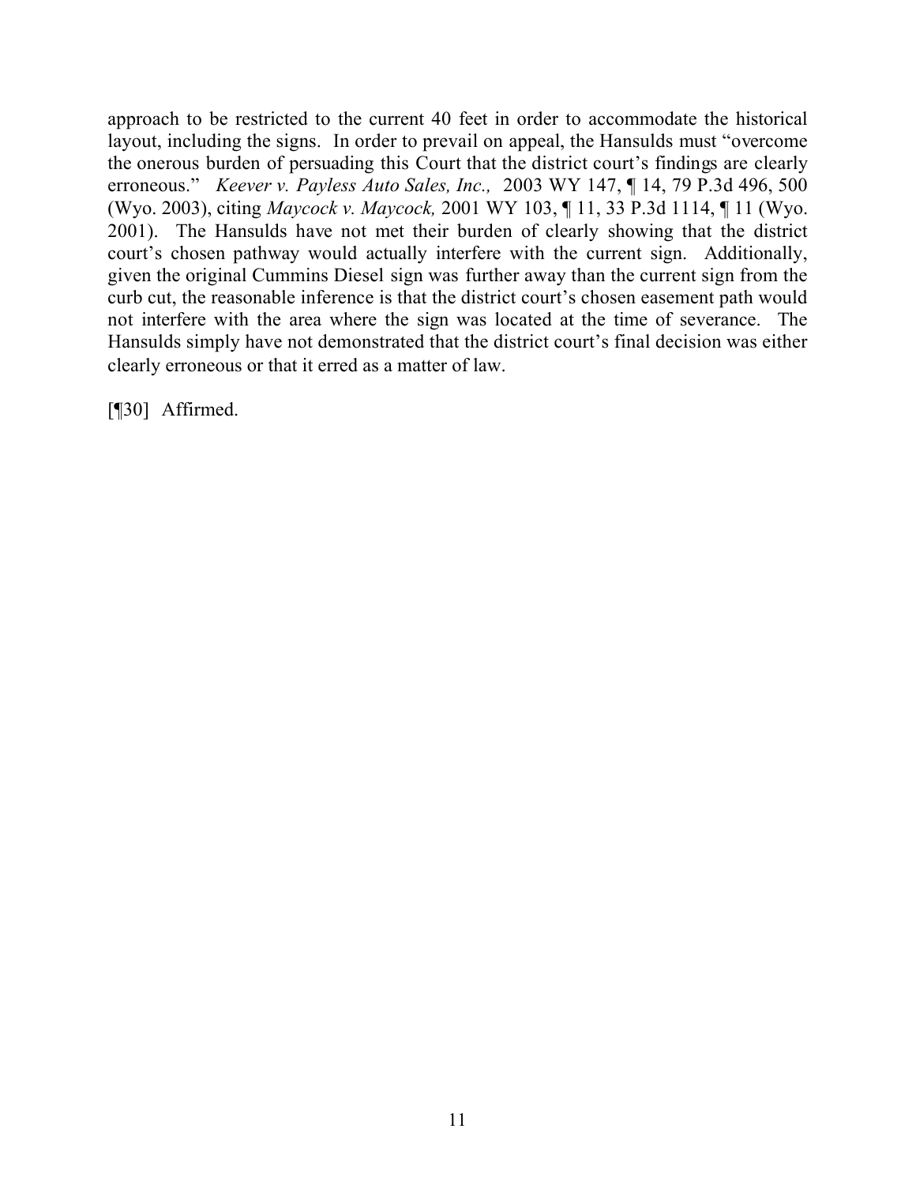approach to be restricted to the current 40 feet in order to accommodate the historical layout, including the signs. In order to prevail on appeal, the Hansulds must "overcome the onerous burden of persuading this Court that the district court's findings are clearly erroneous." *Keever v. Payless Auto Sales, Inc.,* 2003 WY 147, ¶ 14, 79 P.3d 496, 500 (Wyo. 2003), citing *Maycock v. Maycock,* 2001 WY 103, ¶ 11, 33 P.3d 1114, ¶ 11 (Wyo. 2001). The Hansulds have not met their burden of clearly showing that the district court's chosen pathway would actually interfere with the current sign. Additionally, given the original Cummins Diesel sign was further away than the current sign from the curb cut, the reasonable inference is that the district court's chosen easement path would not interfere with the area where the sign was located at the time of severance. The Hansulds simply have not demonstrated that the district court's final decision was either clearly erroneous or that it erred as a matter of law.

[¶30] Affirmed.